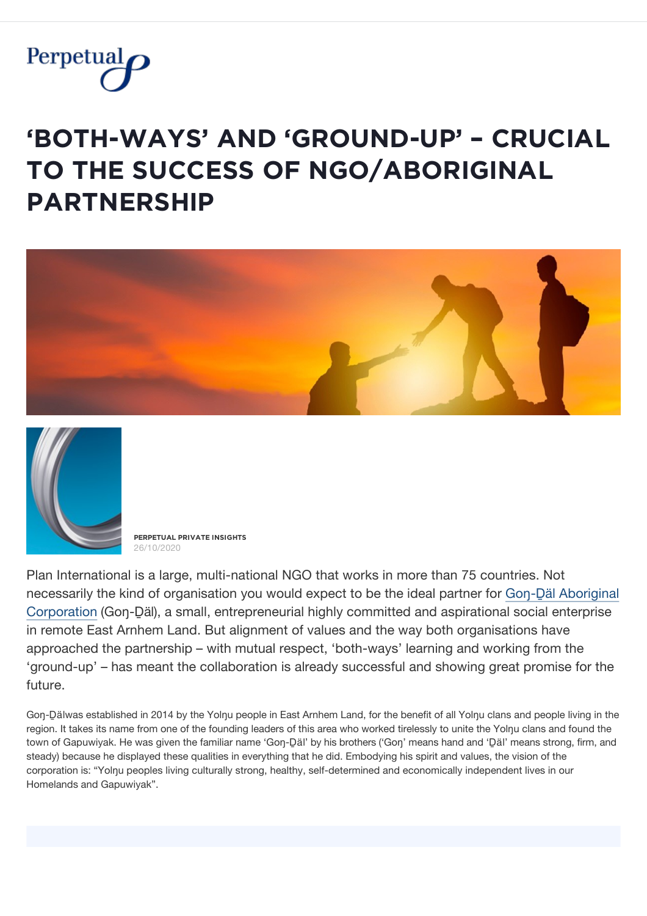# 'BOTH-WAYS' AND 'GROUND-UP' – CRUCIAL TO THE SUCCESS OF NGO/ABORIGINAL PARTNERSHIP

**PERPETUAL PRIVATE INSIGHTS**
26/10/2020

Plan International is a large, multi-national NGO that works in more than 75 countries. Not necessarily the kind of organisation you would expect to be the ideal partner for Goŋ-Ḏäl Aboriginal Corporation (Goŋ-Ḏäl), a small, entrepreneurial highly committed and aspirational social enterprise in remote East Arnhem Land. But alignment of values and the way both organisations have approached the partnership – with mutual respect, 'both-ways' learning and working from the 'ground-up' – has meant the collaboration is already successful and showing great promise for the future.

Goŋ-Ḏälwas established in 2014 by the Yolŋu people in East Arnhem Land, for the benefit of all Yolŋu clans and people living in the region. It takes its name from one of the founding leaders of this area who worked tirelessly to unite the Yolŋu clans and found the town of Gapuwiyak. He was given the familiar name 'Goŋ-Ḏäl' by his brothers ('Goŋ' means hand and 'Ḏäl' means strong, firm, and steady) because he displayed these qualities in everything that he did. Embodying his spirit and values, the vision of the corporation is: "Yolŋu peoples living culturally strong, healthy, self-determined and economically independent lives in our Homelands and Gapuwiyak".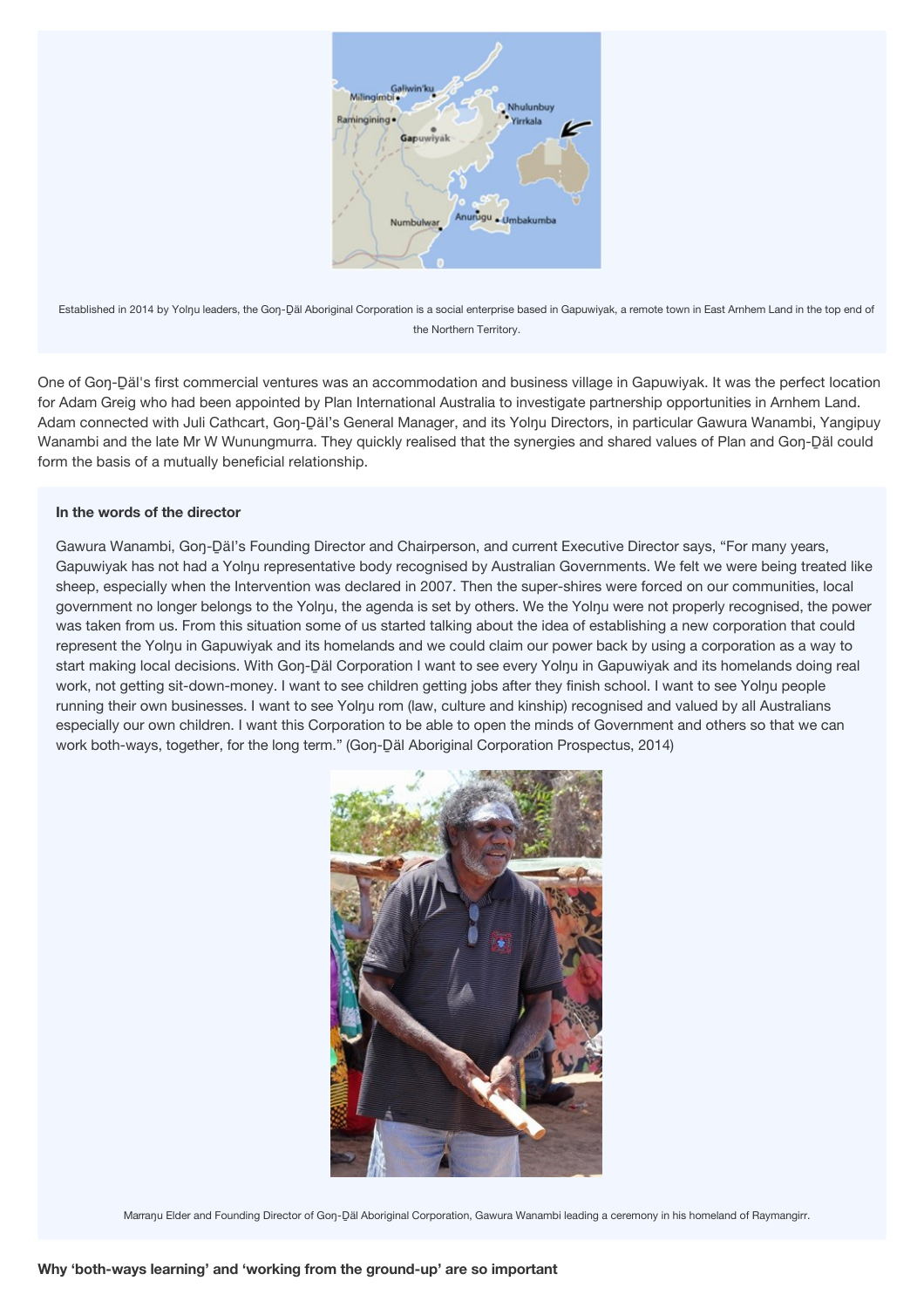Established in 2014 by Yolŋu leaders, the Goŋ-Ḏäl Aboriginal Corporation is a social enterprise based in Gapuwiyak, a remote town in East Arnhem Land in the top end of the Northern Territory.

One of Goŋ-Ḏäl's first commercial ventures was an accommodation and business village in Gapuwiyak. It was the perfect location for Adam Greig who had been appointed by Plan International Australia to investigate partnership opportunities in Arnhem Land. Adam connected with Juli Cathcart, Goŋ-Ḏäl's General Manager, and its Yolŋu Directors, in particular Gawura Wanambi, Yangipuy Wanambi and the late Mr W Wunungmurra. They quickly realised that the synergies and shared values of Plan and Goŋ-Ḏäl could form the basis of a mutually beneficial relationship.

**In the words of the director**

Gawura Wanambi, Goŋ-Ḏäl's Founding Director and Chairperson, and current Executive Director says, "For many years, Gapuwiyak has not had a Yolŋu representative body recognised by Australian Governments. We felt we were being treated like sheep, especially when the Intervention was declared in 2007. Then the super-shires were forced on our communities, local government no longer belongs to the Yolŋu, the agenda is set by others. We the Yolŋu were not properly recognised, the power was taken from us. From this situation some of us started talking about the idea of establishing a new corporation that could represent the Yolŋu in Gapuwiyak and its homelands and we could claim our power back by using a corporation as a way to start making local decisions. With Goŋ-Ḏäl Corporation I want to see every Yolŋu in Gapuwiyak and its homelands doing real work, not getting sit-down-money. I want to see children getting jobs after they finish school. I want to see Yolŋu people running their own businesses. I want to see Yolŋu rom (law, culture and kinship) recognised and valued by all Australians especially our own children. I want this Corporation to be able to open the minds of Government and others so that we can work both-ways, together, for the long term." (Goŋ-Ḏäl Aboriginal Corporation Prospectus, 2014)

Marraŋu Elder and Founding Director of Goŋ-Ḏäl Aboriginal Corporation, Gawura Wanambi leading a ceremony in his homeland of Raymangirr.

**Why 'both-ways learning' and 'working from the ground-up' are so important**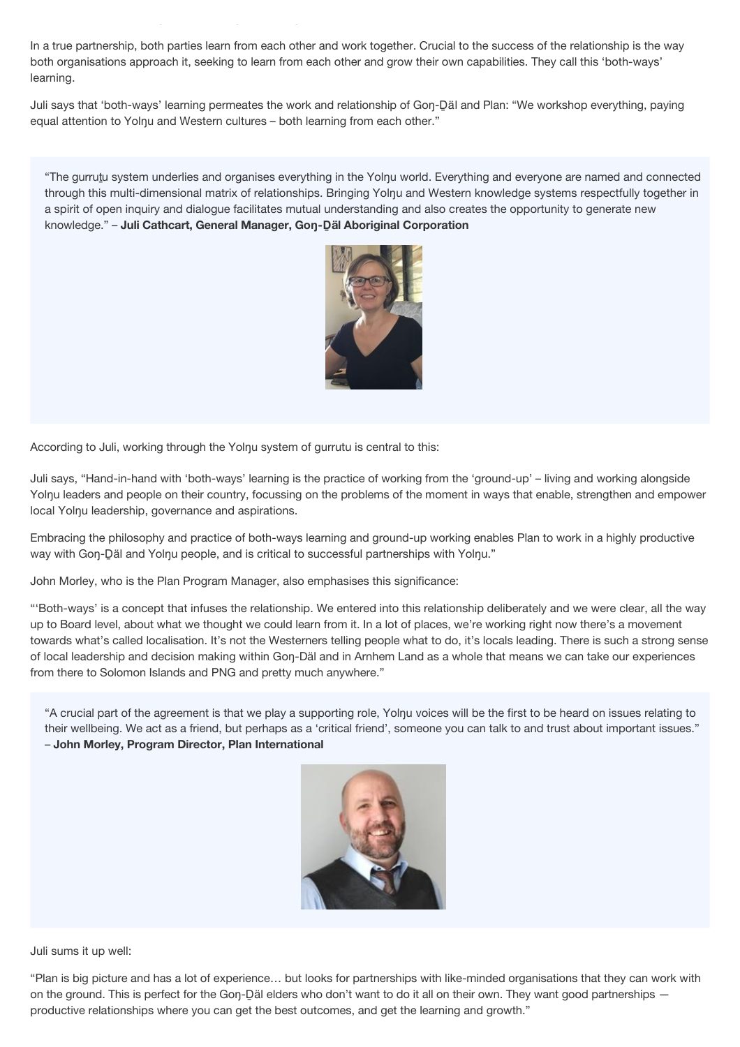In a true partnership, both parties learn from each other and work together. Crucial to the success of the relationship is the way both organisations approach it, seeking to learn from each other and grow their own capabilities. They call this 'both-ways' learning.

Juli says that 'both-ways' learning permeates the work and relationship of Goŋ-Ḏäl and Plan: "We workshop everything, paying equal attention to Yolŋu and Western cultures – both learning from each other."

> "The gurruṯu system underlies and organises everything in the Yolŋu world. Everything and everyone are named and connected through this multi-dimensional matrix of relationships. Bringing Yolŋu and Western knowledge systems respectfully together in a spirit of open inquiry and dialogue facilitates mutual understanding and also creates the opportunity to generate new knowledge." – **Juli Cathcart, General Manager, Goŋ-Ḏäl Aboriginal Corporation**

According to Juli, working through the Yolŋu system of gurrutu is central to this:

Juli says, "Hand-in-hand with 'both-ways' learning is the practice of working from the 'ground-up' – living and working alongside Yolŋu leaders and people on their country, focussing on the problems of the moment in ways that enable, strengthen and empower local Yolŋu leadership, governance and aspirations.

Embracing the philosophy and practice of both-ways learning and ground-up working enables Plan to work in a highly productive way with Goŋ-Ḏäl and Yolŋu people, and is critical to successful partnerships with Yolŋu."

John Morley, who is the Plan Program Manager, also emphasises this significance:

"'Both-ways' is a concept that infuses the relationship. We entered into this relationship deliberately and we were clear, all the way up to Board level, about what we thought we could learn from it. In a lot of places, we're working right now there's a movement towards what's called localisation. It's not the Westerners telling people what to do, it's locals leading. There is such a strong sense of local leadership and decision making within Goŋ-Däl and in Arnhem Land as a whole that means we can take our experiences from there to Solomon Islands and PNG and pretty much anywhere."

> "A crucial part of the agreement is that we play a supporting role, Yolŋu voices will be the first to be heard on issues relating to their wellbeing. We act as a friend, but perhaps as a 'critical friend', someone you can talk to and trust about important issues." – **John Morley, Program Director, Plan International**

Juli sums it up well:

"Plan is big picture and has a lot of experience… but looks for partnerships with like-minded organisations that they can work with on the ground. This is perfect for the Goŋ-Ḏäl elders who don't want to do it all on their own. They want good partnerships — productive relationships where you can get the best outcomes, and get the learning and growth."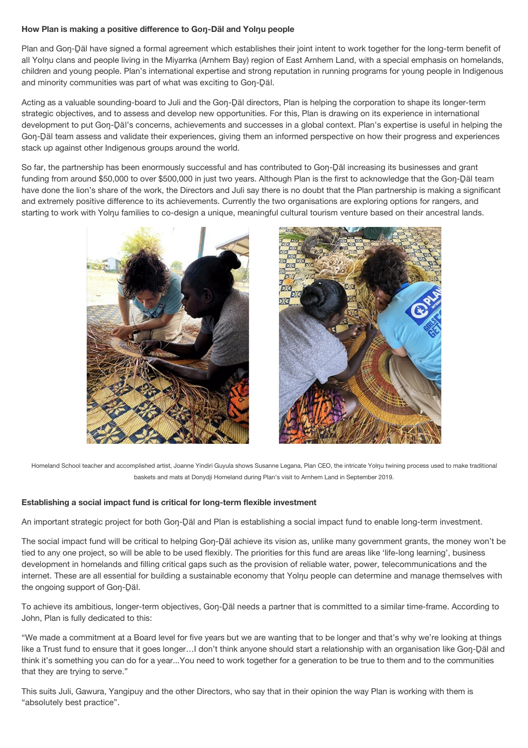**How Plan is making a positive difference to Goŋ-Ḏäl and Yolŋu people**

Plan and Goŋ-Ḏäl have signed a formal agreement which establishes their joint intent to work together for the long-term benefit of all Yolŋu clans and people living in the Miyarrka (Arnhem Bay) region of East Arnhem Land, with a special emphasis on homelands, children and young people. Plan's international expertise and strong reputation in running programs for young people in Indigenous and minority communities was part of what was exciting to Goŋ-Ḏäl.

Acting as a valuable sounding-board to Juli and the Goŋ-Ḏäl directors, Plan is helping the corporation to shape its longer-term strategic objectives, and to assess and develop new opportunities. For this, Plan is drawing on its experience in international development to put Goŋ-Ḏäl's concerns, achievements and successes in a global context. Plan's expertise is useful in helping the Goŋ-Ḏäl team assess and validate their experiences, giving them an informed perspective on how their progress and experiences stack up against other Indigenous groups around the world.

So far, the partnership has been enormously successful and has contributed to Goŋ-Ḏäl increasing its businesses and grant funding from around $50,000 to over $500,000 in just two years. Although Plan is the first to acknowledge that the Goŋ-Ḏäl team have done the lion's share of the work, the Directors and Juli say there is no doubt that the Plan partnership is making a significant and extremely positive difference to its achievements. Currently the two organisations are exploring options for rangers, and starting to work with Yolŋu families to co-design a unique, meaningful cultural tourism venture based on their ancestral lands.

Homeland School teacher and accomplished artist, Joanne Yindiri Guyula shows Susanne Legana, Plan CEO, the intricate Yolŋu twining process used to make traditional baskets and mats at Donydji Homeland during Plan's visit to Arnhem Land in September 2019.

**Establishing a social impact fund is critical for long-term flexible investment**

An important strategic project for both Goŋ-Ḏäl and Plan is establishing a social impact fund to enable long-term investment.

The social impact fund will be critical to helping Goŋ-Ḏäl achieve its vision as, unlike many government grants, the money won't be tied to any one project, so will be able to be used flexibly. The priorities for this fund are areas like 'life-long learning', business development in homelands and filling critical gaps such as the provision of reliable water, power, telecommunications and the internet. These are all essential for building a sustainable economy that Yolŋu people can determine and manage themselves with the ongoing support of Goŋ-Ḏäl.

To achieve its ambitious, longer-term objectives, Goŋ-Ḏäl needs a partner that is committed to a similar time-frame. According to John, Plan is fully dedicated to this:

"We made a commitment at a Board level for five years but we are wanting that to be longer and that's why we're looking at things like a Trust fund to ensure that it goes longer…I don't think anyone should start a relationship with an organisation like Goŋ-Ḏäl and think it's something you can do for a year...You need to work together for a generation to be true to them and to the communities that they are trying to serve."

This suits Juli, Gawura, Yangipuy and the other Directors, who say that in their opinion the way Plan is working with them is "absolutely best practice".